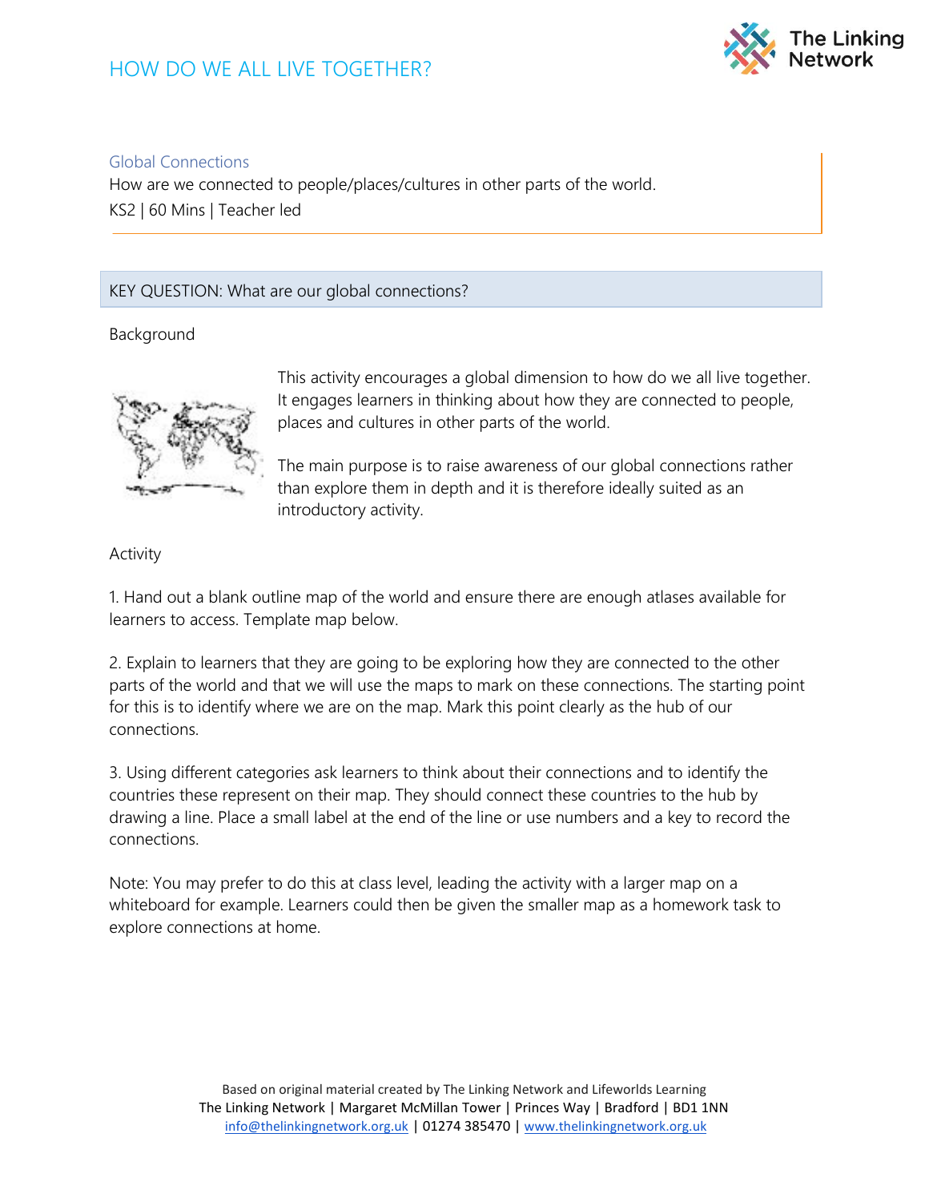# HOW DO WE ALL LIVE TOGETHER?

## Global Connections

How are we connected to people/places/cultures in other parts of the world.

KS2 | 60 Mins | Teacher led

### KEY QUESTION: What are our global connections?

#### Background

This activity encourages a global dimension to how do we all live together. It engages learners in thinking about how they are connected to people, places and cultures in other parts of the world.

The main purpose is to raise awareness of our global connections rather than explore them in depth and it is therefore ideally suited as an introductory activity.

#### Activity

1. Hand out a blank outline map of the world and ensure there are enough atlases available for learners to access. Template map below.

2. Explain to learners that they are going to be exploring how they are connected to the other parts of the world and that we will use the maps to mark on these connections. The starting point for this is to identify where we are on the map. Mark this point clearly as the hub of our connections.

3. Using different categories ask learners to think about their connections and to identify the countries these represent on their map. They should connect these countries to the hub by drawing a line. Place a small label at the end of the line or use numbers and a key to record the connections.

Note: You may prefer to do this at class level, leading the activity with a larger map on a whiteboard for example. Learners could then be given the smaller map as a homework task to explore connections at home.

Based on original material created by The Linking Network and Lifeworlds Learning
The Linking Network | Margaret McMillan Tower | Princes Way | Bradford | BD1 1NN
info@thelinkingnetwork.org.uk | 01274 385470 | www.thelinkingnetwork.org.uk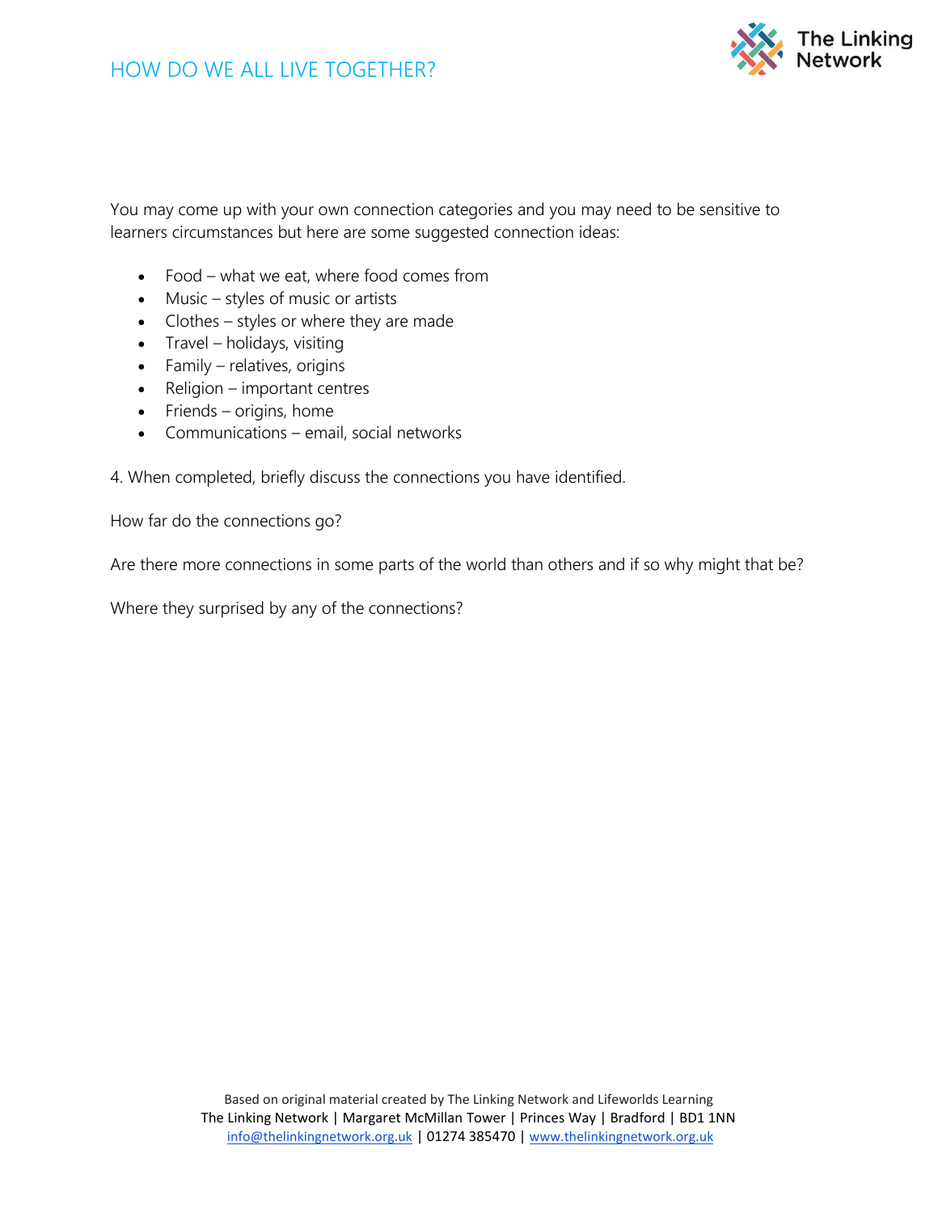You may come up with your own connection categories and you may need to be sensitive to learners circumstances but here are some suggested connection ideas:

- Food – what we eat, where food comes from
- Music – styles of music or artists
- Clothes – styles or where they are made
- Travel – holidays, visiting
- Family – relatives, origins
- Religion – important centres
- Friends – origins, home
- Communications – email, social networks

4. When completed, briefly discuss the connections you have identified.

How far do the connections go?

Are there more connections in some parts of the world than others and if so why might that be?

Where they surprised by any of the connections?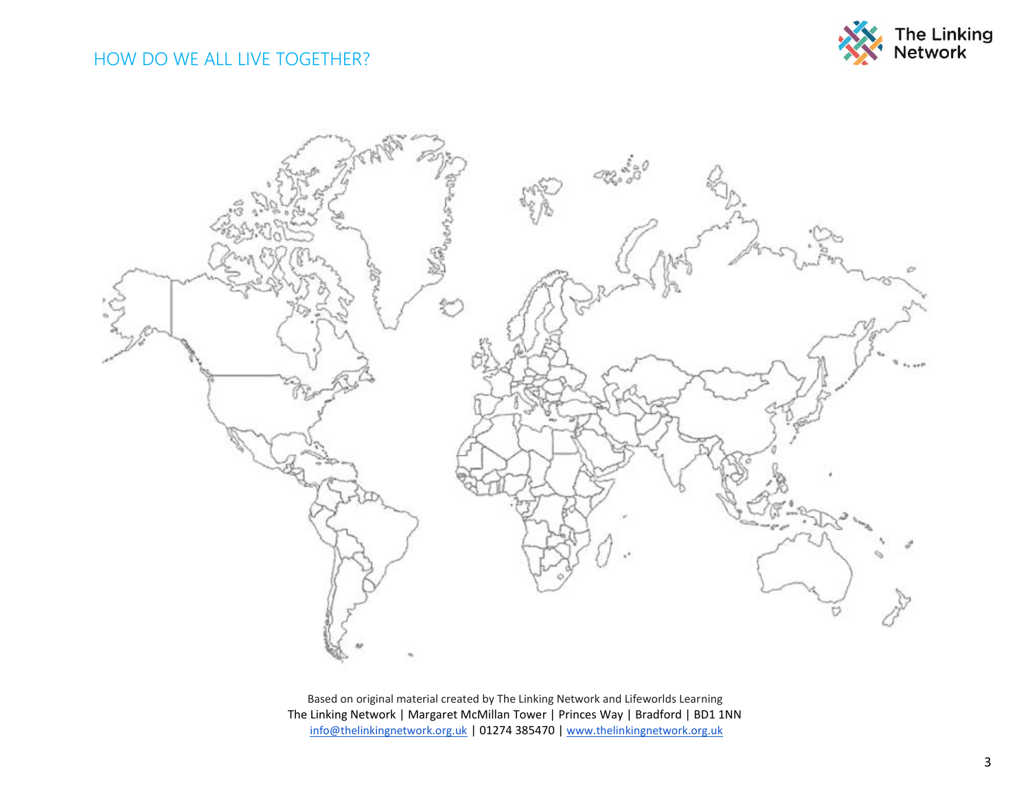Based on original material created by The Linking Network and Lifeworlds Learning
The Linking Network | Margaret McMillan Tower | Princes Way | Bradford | BD1 1NN
info@thelinkingnetwork.org.uk | 01274 385470 | www.thelinkingnetwork.org.uk